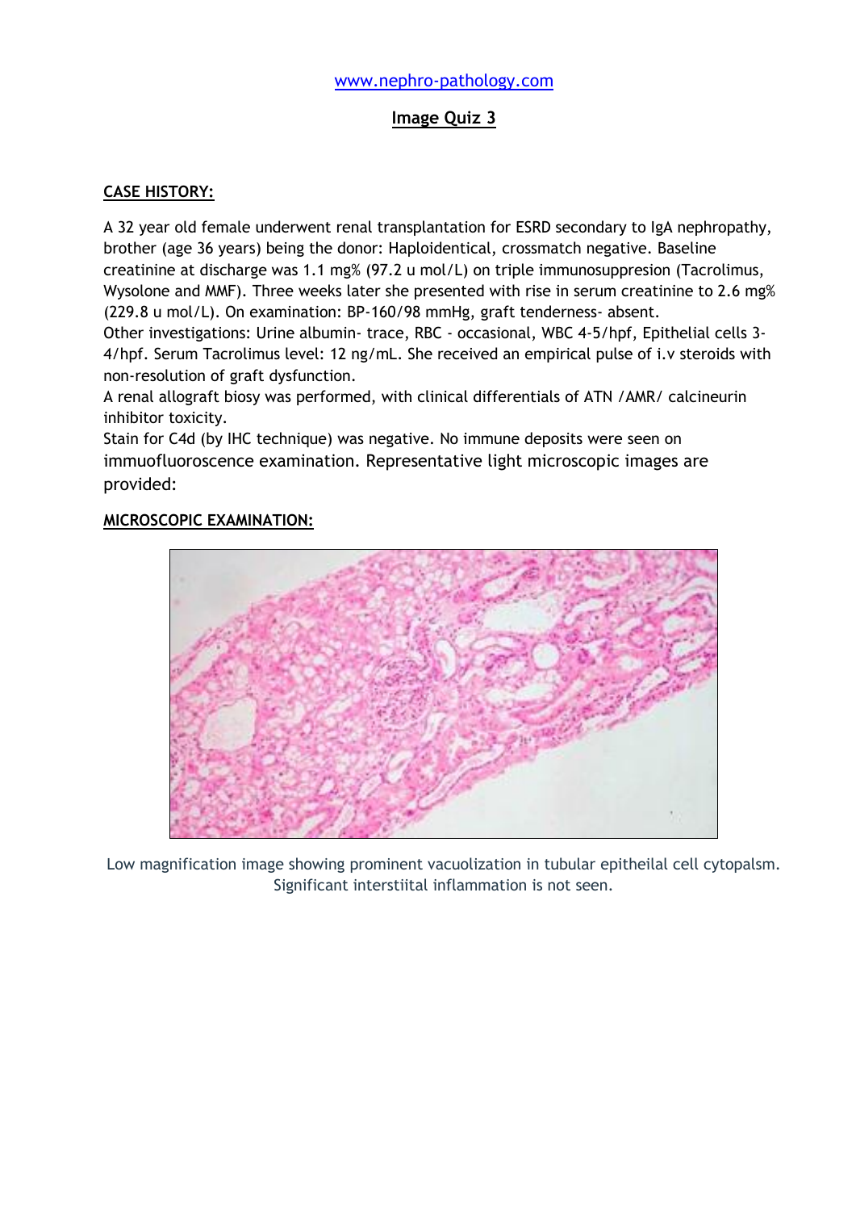www.nephro-pathology.com

# Image Quiz 3

**CASE HISTORY:**

A 32 year old female underwent renal transplantation for ESRD secondary to IgA nephropathy, brother (age 36 years) being the donor: Haploidentical, crossmatch negative. Baseline creatinine at discharge was 1.1 mg% (97.2 u mol/L) on triple immunosuppresion (Tacrolimus, Wysolone and MMF). Three weeks later she presented with rise in serum creatinine to 2.6 mg% (229.8 u mol/L). On examination: BP-160/98 mmHg, graft tenderness- absent.

Other investigations: Urine albumin- trace, RBC - occasional, WBC 4-5/hpf, Epithelial cells 3-4/hpf. Serum Tacrolimus level: 12 ng/mL. She received an empirical pulse of i.v steroids with non-resolution of graft dysfunction.

A renal allograft biosy was performed, with clinical differentials of ATN /AMR/ calcineurin inhibitor toxicity.

Stain for C4d (by IHC technique) was negative. No immune deposits were seen on immuofluoroscence examination. Representative light microscopic images are provided:

**MICROSCOPIC EXAMINATION:**

Low magnification image showing prominent vacuolization in tubular epitheilal cell cytopalsm. Significant interstiital inflammation is not seen.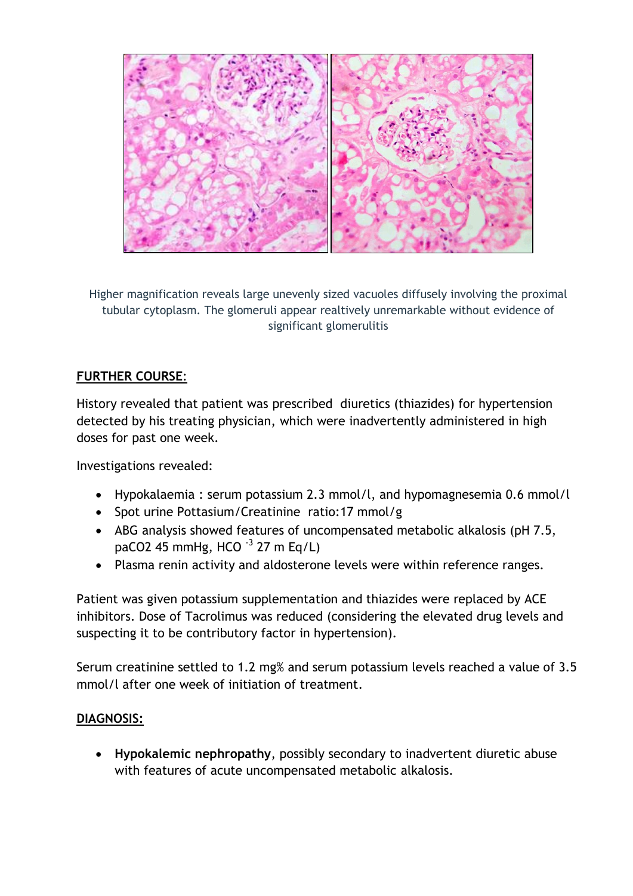Higher magnification reveals large unevenly sized vacuoles diffusely involving the proximal tubular cytoplasm. The glomeruli appear realtively unremarkable without evidence of significant glomerulitis

## FURTHER COURSE:

History revealed that patient was prescribed diuretics (thiazides) for hypertension detected by his treating physician, which were inadvertently administered in high doses for past one week.

Investigations revealed:

- Hypokalaemia : serum potassium 2.3 mmol/l, and hypomagnesemia 0.6 mmol/l
- Spot urine Pottasium/Creatinine ratio:17 mmol/g
- ABG analysis showed features of uncompensated metabolic alkalosis (pH 7.5, paCO2 45 mmHg, $HCO^{-3}$ 27 m Eq/L)
- Plasma renin activity and aldosterone levels were within reference ranges.

Patient was given potassium supplementation and thiazides were replaced by ACE inhibitors. Dose of Tacrolimus was reduced (considering the elevated drug levels and suspecting it to be contributory factor in hypertension).

Serum creatinine settled to 1.2 mg% and serum potassium levels reached a value of 3.5 mmol/l after one week of initiation of treatment.

## DIAGNOSIS:

- **Hypokalemic nephropathy**, possibly secondary to inadvertent diuretic abuse with features of acute uncompensated metabolic alkalosis.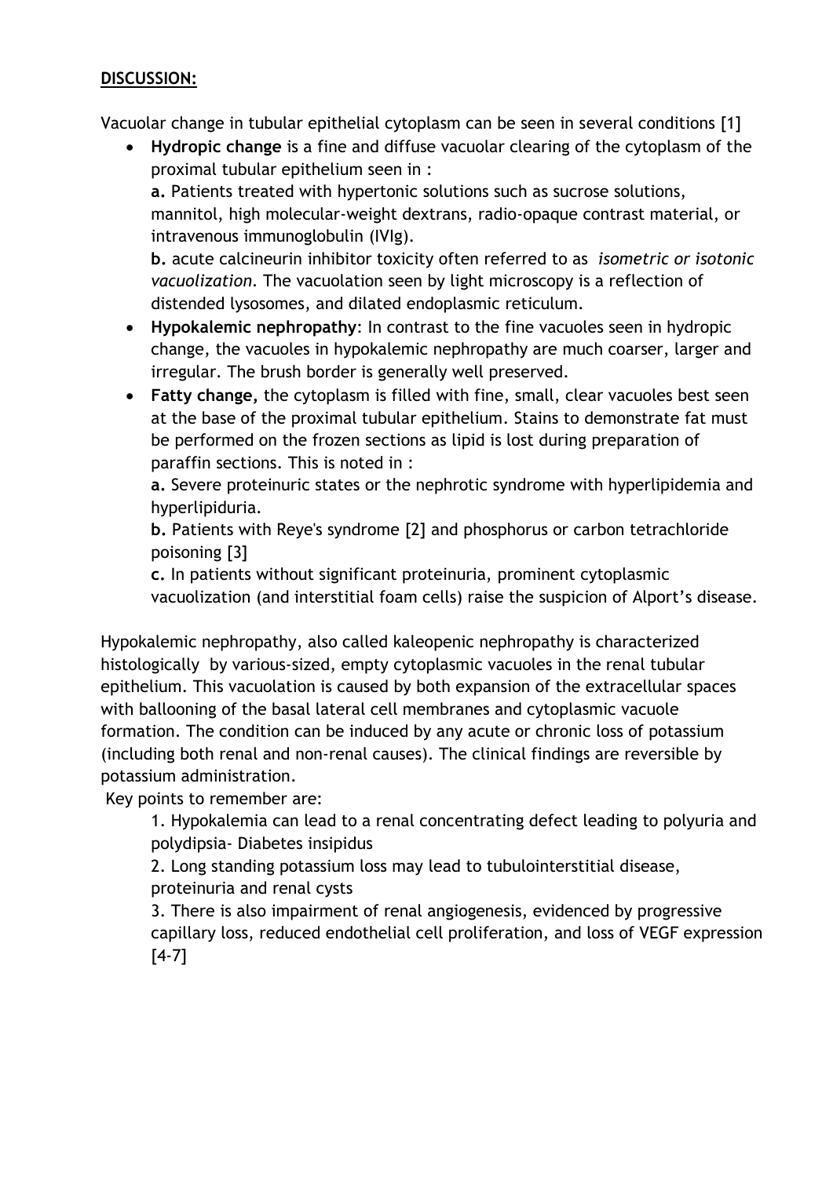## DISCUSSION:

Vacuolar change in tubular epithelial cytoplasm can be seen in several conditions [1]

- **Hydropic change** is a fine and diffuse vacuolar clearing of the cytoplasm of the proximal tubular epithelium seen in :

  **a.** Patients treated with hypertonic solutions such as sucrose solutions, mannitol, high molecular-weight dextrans, radio-opaque contrast material, or intravenous immunoglobulin (IVIg).

  **b.** acute calcineurin inhibitor toxicity often referred to as *isometric or isotonic vacuolization*. The vacuolation seen by light microscopy is a reflection of distended lysosomes, and dilated endoplasmic reticulum.

- **Hypokalemic nephropathy**: In contrast to the fine vacuoles seen in hydropic change, the vacuoles in hypokalemic nephropathy are much coarser, larger and irregular. The brush border is generally well preserved.

- **Fatty change,** the cytoplasm is filled with fine, small, clear vacuoles best seen at the base of the proximal tubular epithelium. Stains to demonstrate fat must be performed on the frozen sections as lipid is lost during preparation of paraffin sections. This is noted in :

  **a.** Severe proteinuric states or the nephrotic syndrome with hyperlipidemia and hyperlipiduria.

  **b.** Patients with Reye's syndrome [2] and phosphorus or carbon tetrachloride poisoning [3]

  **c.** In patients without significant proteinuria, prominent cytoplasmic vacuolization (and interstitial foam cells) raise the suspicion of Alport's disease.

Hypokalemic nephropathy, also called kaleopenic nephropathy is characterized histologically by various-sized, empty cytoplasmic vacuoles in the renal tubular epithelium. This vacuolation is caused by both expansion of the extracellular spaces with ballooning of the basal lateral cell membranes and cytoplasmic vacuole formation. The condition can be induced by any acute or chronic loss of potassium (including both renal and non-renal causes). The clinical findings are reversible by potassium administration.

Key points to remember are:

1. Hypokalemia can lead to a renal concentrating defect leading to polyuria and polydipsia- Diabetes insipidus
2. Long standing potassium loss may lead to tubulointerstitial disease, proteinuria and renal cysts
3. There is also impairment of renal angiogenesis, evidenced by progressive capillary loss, reduced endothelial cell proliferation, and loss of VEGF expression [4-7]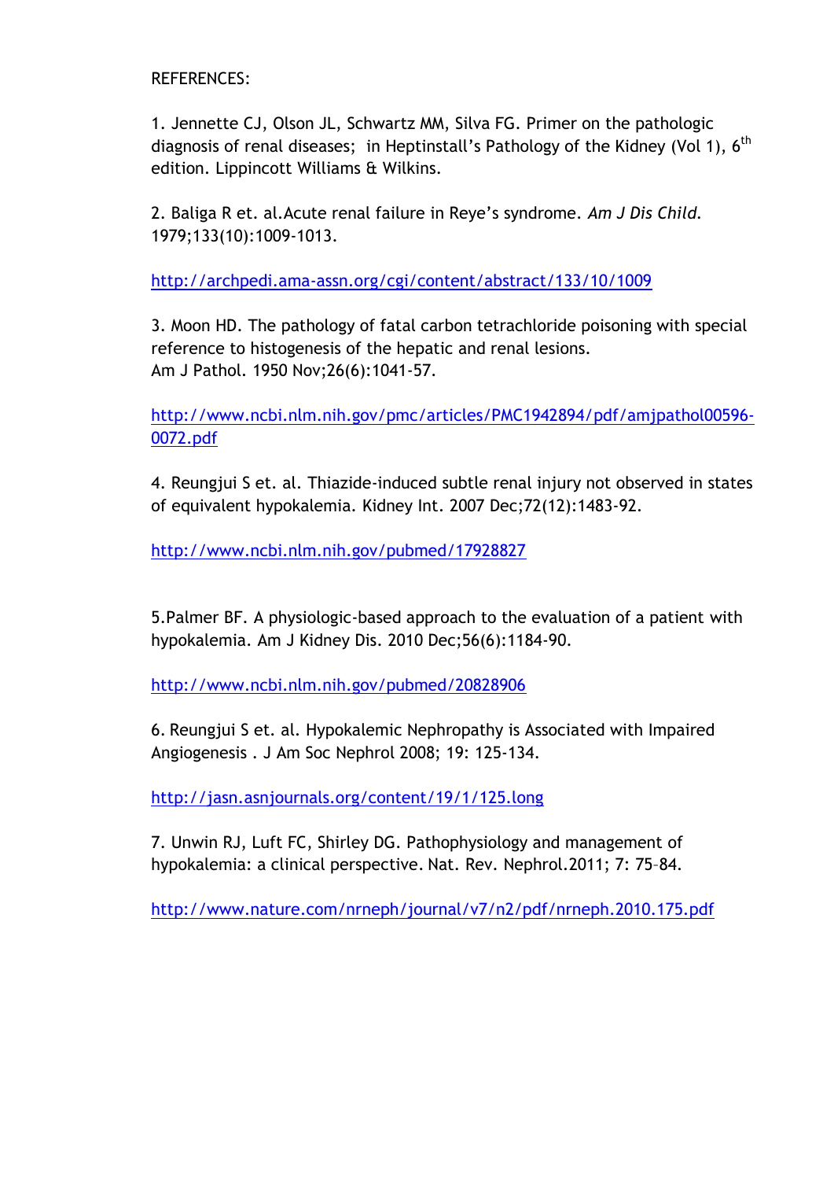REFERENCES:

1. Jennette CJ, Olson JL, Schwartz MM, Silva FG. Primer on the pathologic diagnosis of renal diseases; in Heptinstall's Pathology of the Kidney (Vol 1), 6th edition. Lippincott Williams & Wilkins.

2. Baliga R et. al.Acute renal failure in Reye's syndrome. *Am J Dis Child.* 1979;133(10):1009-1013.

http://archpedi.ama-assn.org/cgi/content/abstract/133/10/1009

3. Moon HD. The pathology of fatal carbon tetrachloride poisoning with special reference to histogenesis of the hepatic and renal lesions.
Am J Pathol. 1950 Nov;26(6):1041-57.

http://www.ncbi.nlm.nih.gov/pmc/articles/PMC1942894/pdf/amjpathol00596-0072.pdf

4. Reungjui S et. al. Thiazide-induced subtle renal injury not observed in states of equivalent hypokalemia. Kidney Int. 2007 Dec;72(12):1483-92.

http://www.ncbi.nlm.nih.gov/pubmed/17928827

5.Palmer BF. A physiologic-based approach to the evaluation of a patient with hypokalemia. Am J Kidney Dis. 2010 Dec;56(6):1184-90.

http://www.ncbi.nlm.nih.gov/pubmed/20828906

6. Reungjui S et. al. Hypokalemic Nephropathy is Associated with Impaired Angiogenesis . J Am Soc Nephrol 2008; 19: 125-134.

http://jasn.asnjournals.org/content/19/1/125.long

7. Unwin RJ, Luft FC, Shirley DG. Pathophysiology and management of hypokalemia: a clinical perspective. Nat. Rev. Nephrol.2011; 7: 75–84.

http://www.nature.com/nrneph/journal/v7/n2/pdf/nrneph.2010.175.pdf